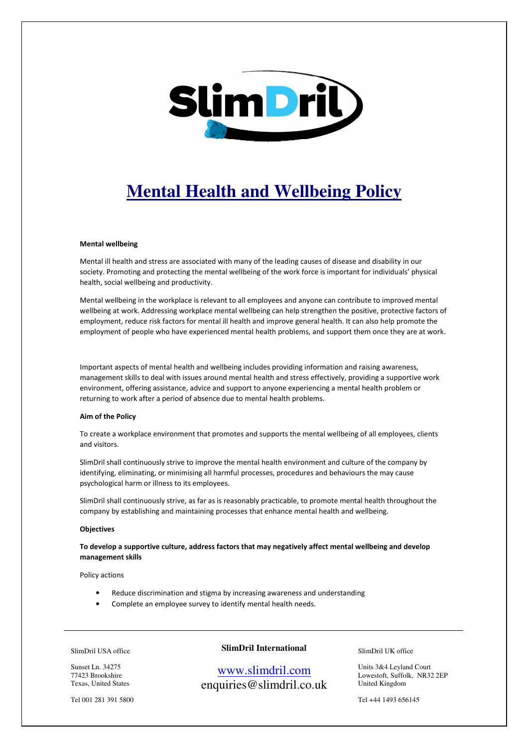# Mental Health and Wellbeing Policy

**Mental wellbeing**

Mental ill health and stress are associated with many of the leading causes of disease and disability in our society. Promoting and protecting the mental wellbeing of the work force is important for individuals' physical health, social wellbeing and productivity.

Mental wellbeing in the workplace is relevant to all employees and anyone can contribute to improved mental wellbeing at work. Addressing workplace mental wellbeing can help strengthen the positive, protective factors of employment, reduce risk factors for mental ill health and improve general health. It can also help promote the employment of people who have experienced mental health problems, and support them once they are at work.

Important aspects of mental health and wellbeing includes providing information and raising awareness, management skills to deal with issues around mental health and stress effectively, providing a supportive work environment, offering assistance, advice and support to anyone experiencing a mental health problem or returning to work after a period of absence due to mental health problems.

**Aim of the Policy**

To create a workplace environment that promotes and supports the mental wellbeing of all employees, clients and visitors.

SlimDril shall continuously strive to improve the mental health environment and culture of the company by identifying, eliminating, or minimising all harmful processes, procedures and behaviours the may cause psychological harm or illness to its employees.

SlimDril shall continuously strive, as far as is reasonably practicable, to promote mental health throughout the company by establishing and maintaining processes that enhance mental health and wellbeing.

**Objectives**

**To develop a supportive culture, address factors that may negatively affect mental wellbeing and develop management skills**

Policy actions

- Reduce discrimination and stigma by increasing awareness and understanding
- Complete an employee survey to identify mental health needs.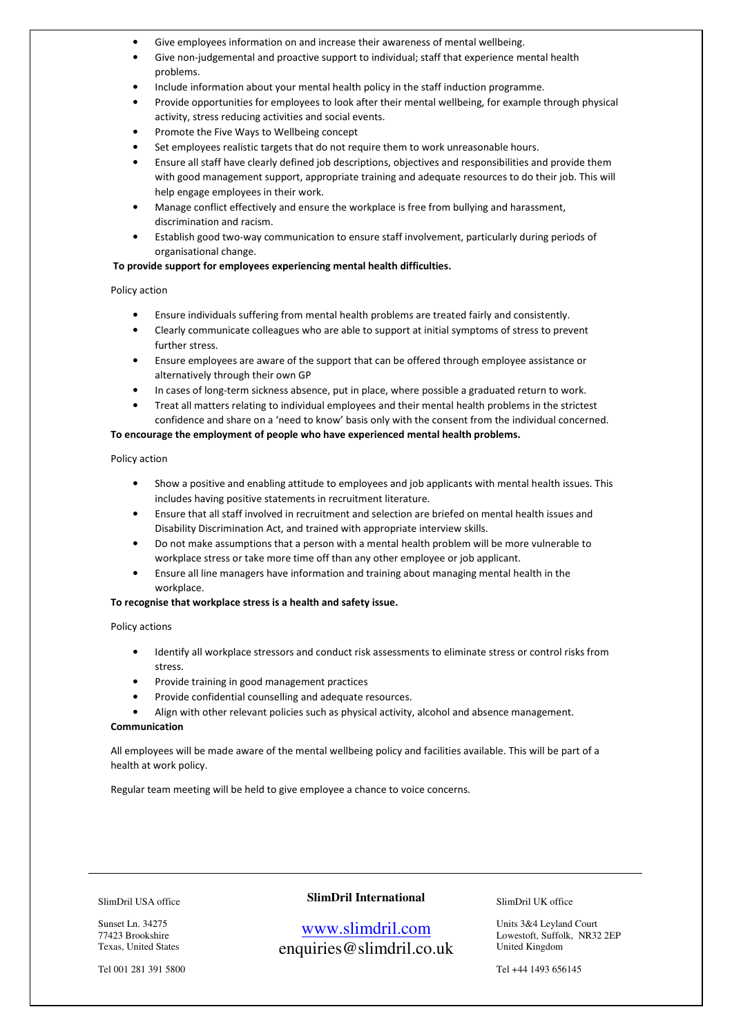- Give employees information on and increase their awareness of mental wellbeing.
- Give non-judgemental and proactive support to individual; staff that experience mental health problems.
- Include information about your mental health policy in the staff induction programme.
- Provide opportunities for employees to look after their mental wellbeing, for example through physical activity, stress reducing activities and social events.
- Promote the Five Ways to Wellbeing concept
- Set employees realistic targets that do not require them to work unreasonable hours.
- Ensure all staff have clearly defined job descriptions, objectives and responsibilities and provide them with good management support, appropriate training and adequate resources to do their job. This will help engage employees in their work.
- Manage conflict effectively and ensure the workplace is free from bullying and harassment, discrimination and racism.
- Establish good two-way communication to ensure staff involvement, particularly during periods of organisational change.

**To provide support for employees experiencing mental health difficulties.**

Policy action

- Ensure individuals suffering from mental health problems are treated fairly and consistently.
- Clearly communicate colleagues who are able to support at initial symptoms of stress to prevent further stress.
- Ensure employees are aware of the support that can be offered through employee assistance or alternatively through their own GP
- In cases of long-term sickness absence, put in place, where possible a graduated return to work.
- Treat all matters relating to individual employees and their mental health problems in the strictest confidence and share on a 'need to know' basis only with the consent from the individual concerned.

**To encourage the employment of people who have experienced mental health problems.**

Policy action

- Show a positive and enabling attitude to employees and job applicants with mental health issues. This includes having positive statements in recruitment literature.
- Ensure that all staff involved in recruitment and selection are briefed on mental health issues and Disability Discrimination Act, and trained with appropriate interview skills.
- Do not make assumptions that a person with a mental health problem will be more vulnerable to workplace stress or take more time off than any other employee or job applicant.
- Ensure all line managers have information and training about managing mental health in the workplace.

**To recognise that workplace stress is a health and safety issue.**

Policy actions

- Identify all workplace stressors and conduct risk assessments to eliminate stress or control risks from stress.
- Provide training in good management practices
- Provide confidential counselling and adequate resources.
- Align with other relevant policies such as physical activity, alcohol and absence management.

**Communication**

All employees will be made aware of the mental wellbeing policy and facilities available. This will be part of a health at work policy.

Regular team meeting will be held to give employee a chance to voice concerns.

SlimDril USA office

Sunset Ln. 34275
77423 Brookshire
Texas, United States

Tel 001 281 391 5800

**SlimDril International**

www.slimdril.com
enquiries@slimdril.co.uk

SlimDril UK office

Units 3&4 Leyland Court
Lowestoft, Suffolk, NR32 2EP
United Kingdom

Tel +44 1493 656145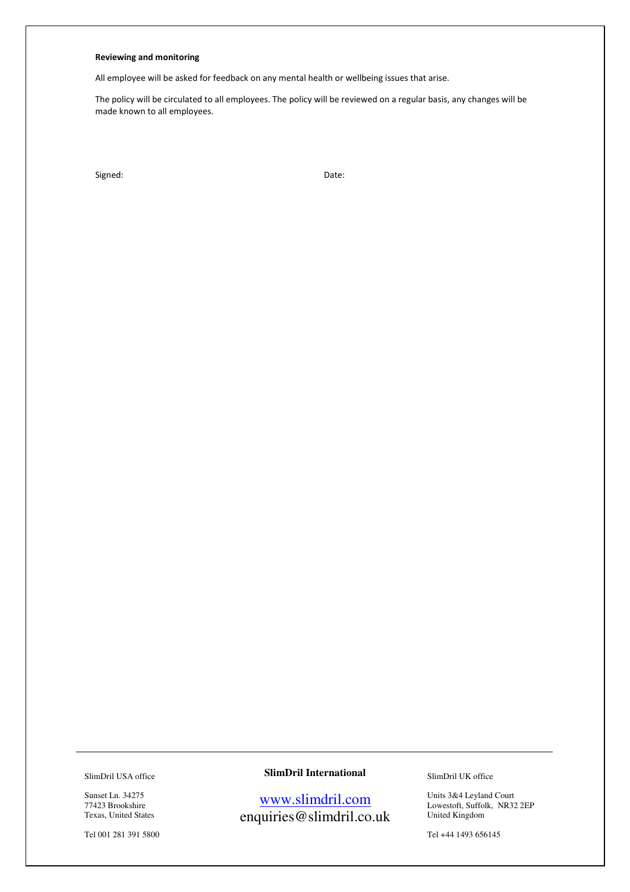**Reviewing and monitoring**

All employee will be asked for feedback on any mental health or wellbeing issues that arise.

The policy will be circulated to all employees. The policy will be reviewed on a regular basis, any changes will be made known to all employees.

Signed: Date: